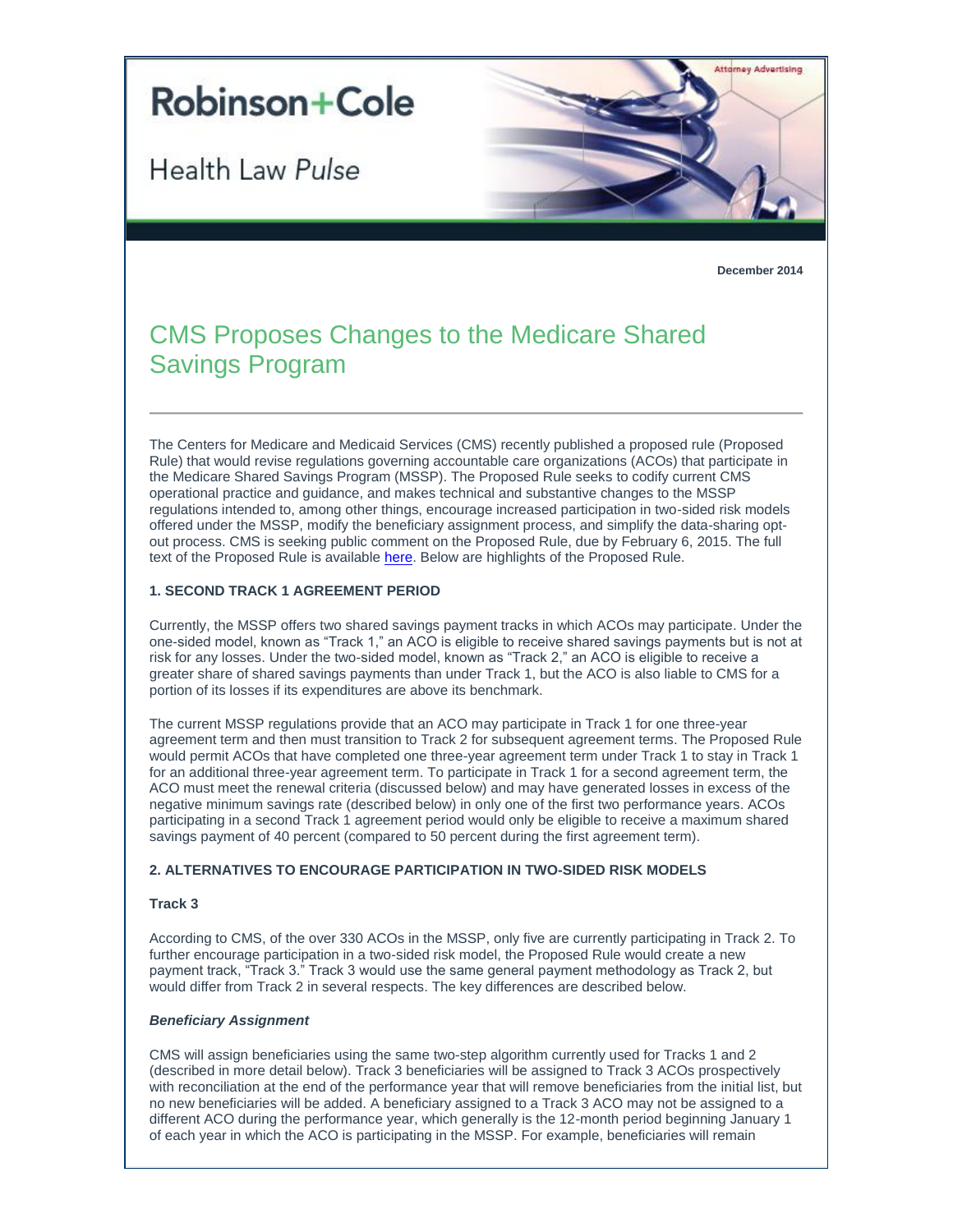Robinson+Cole

Health Law *Pulse*

Attorney Advertising

**December 2014**

# CMS Proposes Changes to the Medicare Shared Savings Program

The Centers for Medicare and Medicaid Services (CMS) recently published a proposed rule (Proposed Rule) that would revise regulations governing accountable care organizations (ACOs) that participate in the Medicare Shared Savings Program (MSSP). The Proposed Rule seeks to codify current CMS operational practice and guidance, and makes technical and substantive changes to the MSSP regulations intended to, among other things, encourage increased participation in two-sided risk models offered under the MSSP, modify the beneficiary assignment process, and simplify the data-sharing opt-out process. CMS is seeking public comment on the Proposed Rule, due by February 6, 2015. The full text of the Proposed Rule is available here. Below are highlights of the Proposed Rule.

### 1. SECOND TRACK 1 AGREEMENT PERIOD

Currently, the MSSP offers two shared savings payment tracks in which ACOs may participate. Under the one-sided model, known as "Track 1," an ACO is eligible to receive shared savings payments but is not at risk for any losses. Under the two-sided model, known as "Track 2," an ACO is eligible to receive a greater share of shared savings payments than under Track 1, but the ACO is also liable to CMS for a portion of its losses if its expenditures are above its benchmark.

The current MSSP regulations provide that an ACO may participate in Track 1 for one three-year agreement term and then must transition to Track 2 for subsequent agreement terms. The Proposed Rule would permit ACOs that have completed one three-year agreement term under Track 1 to stay in Track 1 for an additional three-year agreement term. To participate in Track 1 for a second agreement term, the ACO must meet the renewal criteria (discussed below) and may have generated losses in excess of the negative minimum savings rate (described below) in only one of the first two performance years. ACOs participating in a second Track 1 agreement period would only be eligible to receive a maximum shared savings payment of 40 percent (compared to 50 percent during the first agreement term).

### 2. ALTERNATIVES TO ENCOURAGE PARTICIPATION IN TWO-SIDED RISK MODELS

#### Track 3

According to CMS, of the over 330 ACOs in the MSSP, only five are currently participating in Track 2. To further encourage participation in a two-sided risk model, the Proposed Rule would create a new payment track, "Track 3." Track 3 would use the same general payment methodology as Track 2, but would differ from Track 2 in several respects. The key differences are described below.

***Beneficiary Assignment***

CMS will assign beneficiaries using the same two-step algorithm currently used for Tracks 1 and 2 (described in more detail below). Track 3 beneficiaries will be assigned to Track 3 ACOs prospectively with reconciliation at the end of the performance year that will remove beneficiaries from the initial list, but no new beneficiaries will be added. A beneficiary assigned to a Track 3 ACO may not be assigned to a different ACO during the performance year, which generally is the 12-month period beginning January 1 of each year in which the ACO is participating in the MSSP. For example, beneficiaries will remain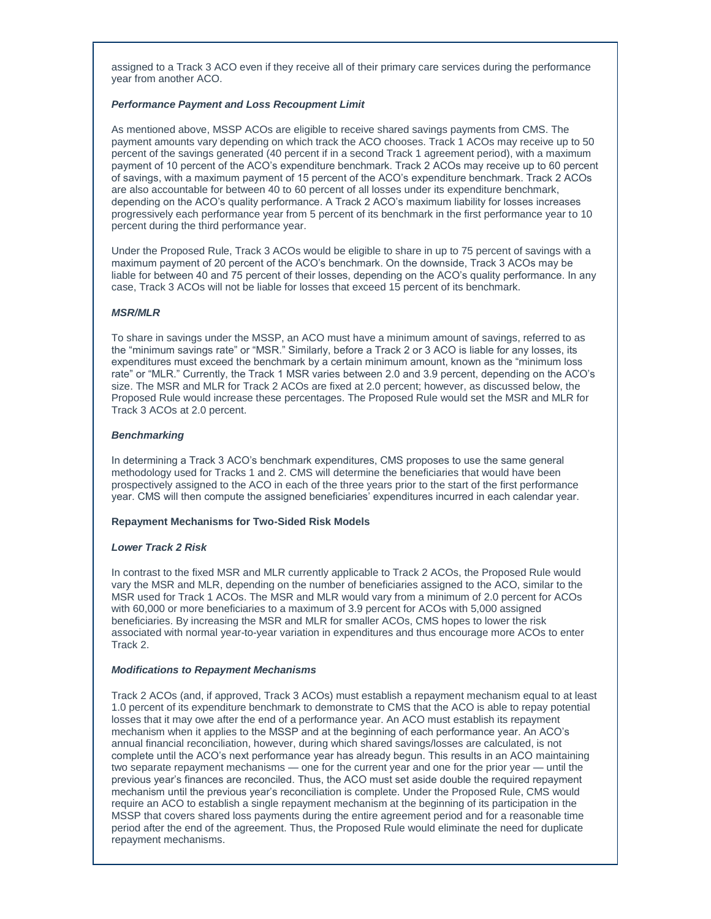assigned to a Track 3 ACO even if they receive all of their primary care services during the performance year from another ACO.

***Performance Payment and Loss Recoupment Limit***

As mentioned above, MSSP ACOs are eligible to receive shared savings payments from CMS. The payment amounts vary depending on which track the ACO chooses. Track 1 ACOs may receive up to 50 percent of the savings generated (40 percent if in a second Track 1 agreement period), with a maximum payment of 10 percent of the ACO's expenditure benchmark. Track 2 ACOs may receive up to 60 percent of savings, with a maximum payment of 15 percent of the ACO's expenditure benchmark. Track 2 ACOs are also accountable for between 40 to 60 percent of all losses under its expenditure benchmark, depending on the ACO's quality performance. A Track 2 ACO's maximum liability for losses increases progressively each performance year from 5 percent of its benchmark in the first performance year to 10 percent during the third performance year.

Under the Proposed Rule, Track 3 ACOs would be eligible to share in up to 75 percent of savings with a maximum payment of 20 percent of the ACO's benchmark. On the downside, Track 3 ACOs may be liable for between 40 and 75 percent of their losses, depending on the ACO's quality performance. In any case, Track 3 ACOs will not be liable for losses that exceed 15 percent of its benchmark.

***MSR/MLR***

To share in savings under the MSSP, an ACO must have a minimum amount of savings, referred to as the "minimum savings rate" or "MSR." Similarly, before a Track 2 or 3 ACO is liable for any losses, its expenditures must exceed the benchmark by a certain minimum amount, known as the "minimum loss rate" or "MLR." Currently, the Track 1 MSR varies between 2.0 and 3.9 percent, depending on the ACO's size. The MSR and MLR for Track 2 ACOs are fixed at 2.0 percent; however, as discussed below, the Proposed Rule would increase these percentages. The Proposed Rule would set the MSR and MLR for Track 3 ACOs at 2.0 percent.

***Benchmarking***

In determining a Track 3 ACO's benchmark expenditures, CMS proposes to use the same general methodology used for Tracks 1 and 2. CMS will determine the beneficiaries that would have been prospectively assigned to the ACO in each of the three years prior to the start of the first performance year. CMS will then compute the assigned beneficiaries' expenditures incurred in each calendar year.

**Repayment Mechanisms for Two-Sided Risk Models**

***Lower Track 2 Risk***

In contrast to the fixed MSR and MLR currently applicable to Track 2 ACOs, the Proposed Rule would vary the MSR and MLR, depending on the number of beneficiaries assigned to the ACO, similar to the MSR used for Track 1 ACOs. The MSR and MLR would vary from a minimum of 2.0 percent for ACOs with 60,000 or more beneficiaries to a maximum of 3.9 percent for ACOs with 5,000 assigned beneficiaries. By increasing the MSR and MLR for smaller ACOs, CMS hopes to lower the risk associated with normal year-to-year variation in expenditures and thus encourage more ACOs to enter Track 2.

***Modifications to Repayment Mechanisms***

Track 2 ACOs (and, if approved, Track 3 ACOs) must establish a repayment mechanism equal to at least 1.0 percent of its expenditure benchmark to demonstrate to CMS that the ACO is able to repay potential losses that it may owe after the end of a performance year. An ACO must establish its repayment mechanism when it applies to the MSSP and at the beginning of each performance year. An ACO's annual financial reconciliation, however, during which shared savings/losses are calculated, is not complete until the ACO's next performance year has already begun. This results in an ACO maintaining two separate repayment mechanisms — one for the current year and one for the prior year — until the previous year's finances are reconciled. Thus, the ACO must set aside double the required repayment mechanism until the previous year's reconciliation is complete. Under the Proposed Rule, CMS would require an ACO to establish a single repayment mechanism at the beginning of its participation in the MSSP that covers shared loss payments during the entire agreement period and for a reasonable time period after the end of the agreement. Thus, the Proposed Rule would eliminate the need for duplicate repayment mechanisms.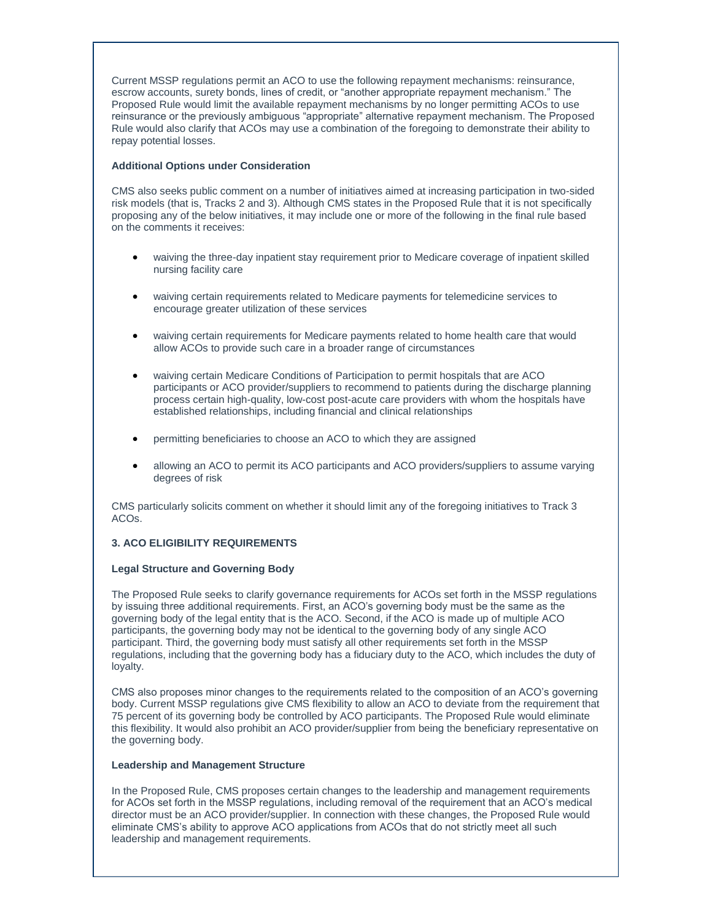Current MSSP regulations permit an ACO to use the following repayment mechanisms: reinsurance, escrow accounts, surety bonds, lines of credit, or "another appropriate repayment mechanism." The Proposed Rule would limit the available repayment mechanisms by no longer permitting ACOs to use reinsurance or the previously ambiguous "appropriate" alternative repayment mechanism. The Proposed Rule would also clarify that ACOs may use a combination of the foregoing to demonstrate their ability to repay potential losses.

**Additional Options under Consideration**

CMS also seeks public comment on a number of initiatives aimed at increasing participation in two-sided risk models (that is, Tracks 2 and 3). Although CMS states in the Proposed Rule that it is not specifically proposing any of the below initiatives, it may include one or more of the following in the final rule based on the comments it receives:

- waiving the three-day inpatient stay requirement prior to Medicare coverage of inpatient skilled nursing facility care
- waiving certain requirements related to Medicare payments for telemedicine services to encourage greater utilization of these services
- waiving certain requirements for Medicare payments related to home health care that would allow ACOs to provide such care in a broader range of circumstances
- waiving certain Medicare Conditions of Participation to permit hospitals that are ACO participants or ACO provider/suppliers to recommend to patients during the discharge planning process certain high-quality, low-cost post-acute care providers with whom the hospitals have established relationships, including financial and clinical relationships
- permitting beneficiaries to choose an ACO to which they are assigned
- allowing an ACO to permit its ACO participants and ACO providers/suppliers to assume varying degrees of risk

CMS particularly solicits comment on whether it should limit any of the foregoing initiatives to Track 3 ACOs.

**3. ACO ELIGIBILITY REQUIREMENTS**

**Legal Structure and Governing Body**

The Proposed Rule seeks to clarify governance requirements for ACOs set forth in the MSSP regulations by issuing three additional requirements. First, an ACO's governing body must be the same as the governing body of the legal entity that is the ACO. Second, if the ACO is made up of multiple ACO participants, the governing body may not be identical to the governing body of any single ACO participant. Third, the governing body must satisfy all other requirements set forth in the MSSP regulations, including that the governing body has a fiduciary duty to the ACO, which includes the duty of loyalty.

CMS also proposes minor changes to the requirements related to the composition of an ACO's governing body. Current MSSP regulations give CMS flexibility to allow an ACO to deviate from the requirement that 75 percent of its governing body be controlled by ACO participants. The Proposed Rule would eliminate this flexibility. It would also prohibit an ACO provider/supplier from being the beneficiary representative on the governing body.

**Leadership and Management Structure**

In the Proposed Rule, CMS proposes certain changes to the leadership and management requirements for ACOs set forth in the MSSP regulations, including removal of the requirement that an ACO's medical director must be an ACO provider/supplier. In connection with these changes, the Proposed Rule would eliminate CMS's ability to approve ACO applications from ACOs that do not strictly meet all such leadership and management requirements.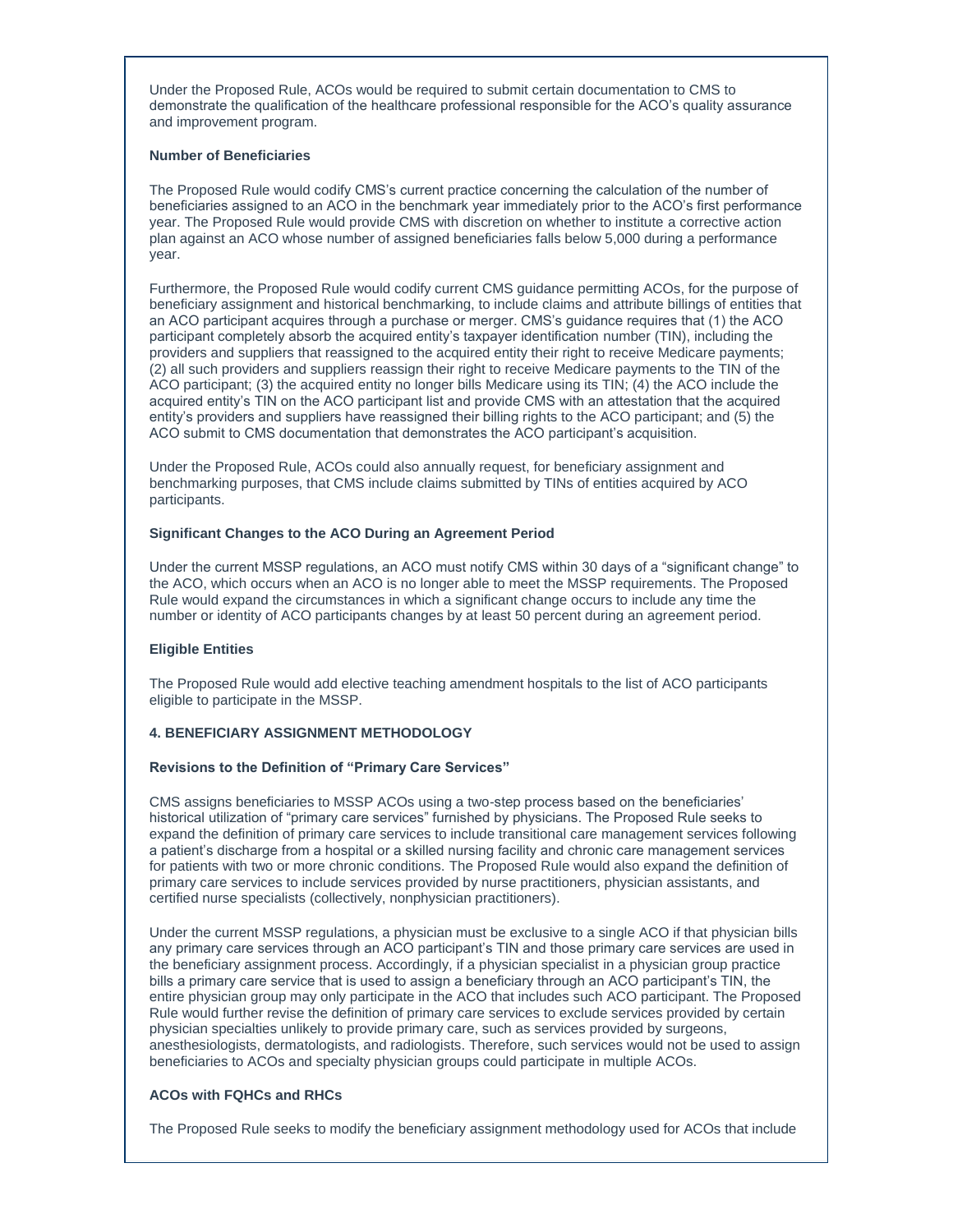Under the Proposed Rule, ACOs would be required to submit certain documentation to CMS to demonstrate the qualification of the healthcare professional responsible for the ACO's quality assurance and improvement program.

**Number of Beneficiaries**

The Proposed Rule would codify CMS's current practice concerning the calculation of the number of beneficiaries assigned to an ACO in the benchmark year immediately prior to the ACO's first performance year. The Proposed Rule would provide CMS with discretion on whether to institute a corrective action plan against an ACO whose number of assigned beneficiaries falls below 5,000 during a performance year.

Furthermore, the Proposed Rule would codify current CMS guidance permitting ACOs, for the purpose of beneficiary assignment and historical benchmarking, to include claims and attribute billings of entities that an ACO participant acquires through a purchase or merger. CMS's guidance requires that (1) the ACO participant completely absorb the acquired entity's taxpayer identification number (TIN), including the providers and suppliers that reassigned to the acquired entity their right to receive Medicare payments; (2) all such providers and suppliers reassign their right to receive Medicare payments to the TIN of the ACO participant; (3) the acquired entity no longer bills Medicare using its TIN; (4) the ACO include the acquired entity's TIN on the ACO participant list and provide CMS with an attestation that the acquired entity's providers and suppliers have reassigned their billing rights to the ACO participant; and (5) the ACO submit to CMS documentation that demonstrates the ACO participant's acquisition.

Under the Proposed Rule, ACOs could also annually request, for beneficiary assignment and benchmarking purposes, that CMS include claims submitted by TINs of entities acquired by ACO participants.

**Significant Changes to the ACO During an Agreement Period**

Under the current MSSP regulations, an ACO must notify CMS within 30 days of a "significant change" to the ACO, which occurs when an ACO is no longer able to meet the MSSP requirements. The Proposed Rule would expand the circumstances in which a significant change occurs to include any time the number or identity of ACO participants changes by at least 50 percent during an agreement period.

**Eligible Entities**

The Proposed Rule would add elective teaching amendment hospitals to the list of ACO participants eligible to participate in the MSSP.

**4. BENEFICIARY ASSIGNMENT METHODOLOGY**

**Revisions to the Definition of "Primary Care Services"**

CMS assigns beneficiaries to MSSP ACOs using a two-step process based on the beneficiaries' historical utilization of "primary care services" furnished by physicians. The Proposed Rule seeks to expand the definition of primary care services to include transitional care management services following a patient's discharge from a hospital or a skilled nursing facility and chronic care management services for patients with two or more chronic conditions. The Proposed Rule would also expand the definition of primary care services to include services provided by nurse practitioners, physician assistants, and certified nurse specialists (collectively, nonphysician practitioners).

Under the current MSSP regulations, a physician must be exclusive to a single ACO if that physician bills any primary care services through an ACO participant's TIN and those primary care services are used in the beneficiary assignment process. Accordingly, if a physician specialist in a physician group practice bills a primary care service that is used to assign a beneficiary through an ACO participant's TIN, the entire physician group may only participate in the ACO that includes such ACO participant. The Proposed Rule would further revise the definition of primary care services to exclude services provided by certain physician specialties unlikely to provide primary care, such as services provided by surgeons, anesthesiologists, dermatologists, and radiologists. Therefore, such services would not be used to assign beneficiaries to ACOs and specialty physician groups could participate in multiple ACOs.

**ACOs with FQHCs and RHCs**

The Proposed Rule seeks to modify the beneficiary assignment methodology used for ACOs that include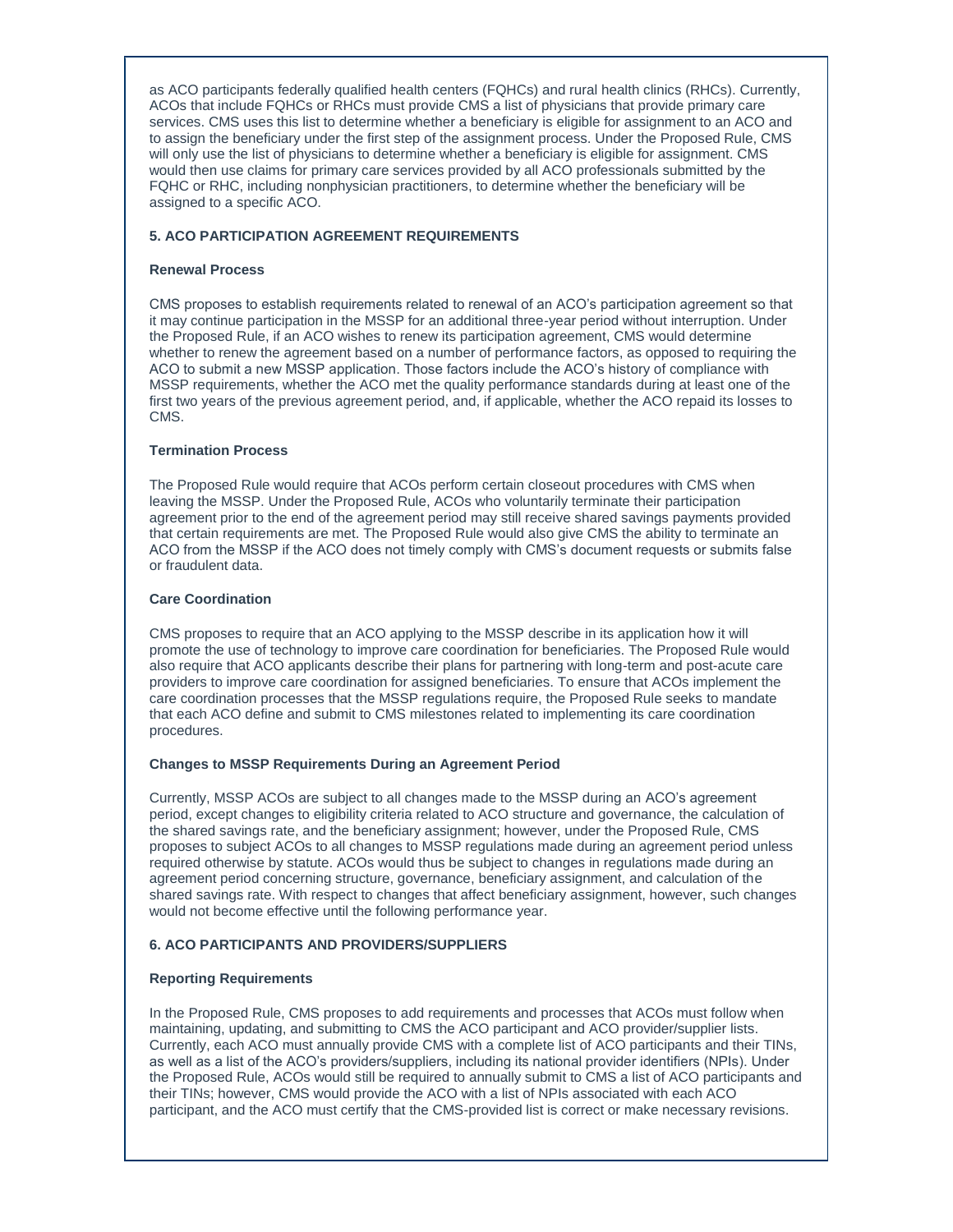as ACO participants federally qualified health centers (FQHCs) and rural health clinics (RHCs). Currently, ACOs that include FQHCs or RHCs must provide CMS a list of physicians that provide primary care services. CMS uses this list to determine whether a beneficiary is eligible for assignment to an ACO and to assign the beneficiary under the first step of the assignment process. Under the Proposed Rule, CMS will only use the list of physicians to determine whether a beneficiary is eligible for assignment. CMS would then use claims for primary care services provided by all ACO professionals submitted by the FQHC or RHC, including nonphysician practitioners, to determine whether the beneficiary will be assigned to a specific ACO.

### 5. ACO PARTICIPATION AGREEMENT REQUIREMENTS

#### Renewal Process

CMS proposes to establish requirements related to renewal of an ACO's participation agreement so that it may continue participation in the MSSP for an additional three-year period without interruption. Under the Proposed Rule, if an ACO wishes to renew its participation agreement, CMS would determine whether to renew the agreement based on a number of performance factors, as opposed to requiring the ACO to submit a new MSSP application. Those factors include the ACO's history of compliance with MSSP requirements, whether the ACO met the quality performance standards during at least one of the first two years of the previous agreement period, and, if applicable, whether the ACO repaid its losses to CMS.

#### Termination Process

The Proposed Rule would require that ACOs perform certain closeout procedures with CMS when leaving the MSSP. Under the Proposed Rule, ACOs who voluntarily terminate their participation agreement prior to the end of the agreement period may still receive shared savings payments provided that certain requirements are met. The Proposed Rule would also give CMS the ability to terminate an ACO from the MSSP if the ACO does not timely comply with CMS's document requests or submits false or fraudulent data.

#### Care Coordination

CMS proposes to require that an ACO applying to the MSSP describe in its application how it will promote the use of technology to improve care coordination for beneficiaries. The Proposed Rule would also require that ACO applicants describe their plans for partnering with long-term and post-acute care providers to improve care coordination for assigned beneficiaries. To ensure that ACOs implement the care coordination processes that the MSSP regulations require, the Proposed Rule seeks to mandate that each ACO define and submit to CMS milestones related to implementing its care coordination procedures.

#### Changes to MSSP Requirements During an Agreement Period

Currently, MSSP ACOs are subject to all changes made to the MSSP during an ACO's agreement period, except changes to eligibility criteria related to ACO structure and governance, the calculation of the shared savings rate, and the beneficiary assignment; however, under the Proposed Rule, CMS proposes to subject ACOs to all changes to MSSP regulations made during an agreement period unless required otherwise by statute. ACOs would thus be subject to changes in regulations made during an agreement period concerning structure, governance, beneficiary assignment, and calculation of the shared savings rate. With respect to changes that affect beneficiary assignment, however, such changes would not become effective until the following performance year.

### 6. ACO PARTICIPANTS AND PROVIDERS/SUPPLIERS

#### Reporting Requirements

In the Proposed Rule, CMS proposes to add requirements and processes that ACOs must follow when maintaining, updating, and submitting to CMS the ACO participant and ACO provider/supplier lists. Currently, each ACO must annually provide CMS with a complete list of ACO participants and their TINs, as well as a list of the ACO's providers/suppliers, including its national provider identifiers (NPIs). Under the Proposed Rule, ACOs would still be required to annually submit to CMS a list of ACO participants and their TINs; however, CMS would provide the ACO with a list of NPIs associated with each ACO participant, and the ACO must certify that the CMS-provided list is correct or make necessary revisions.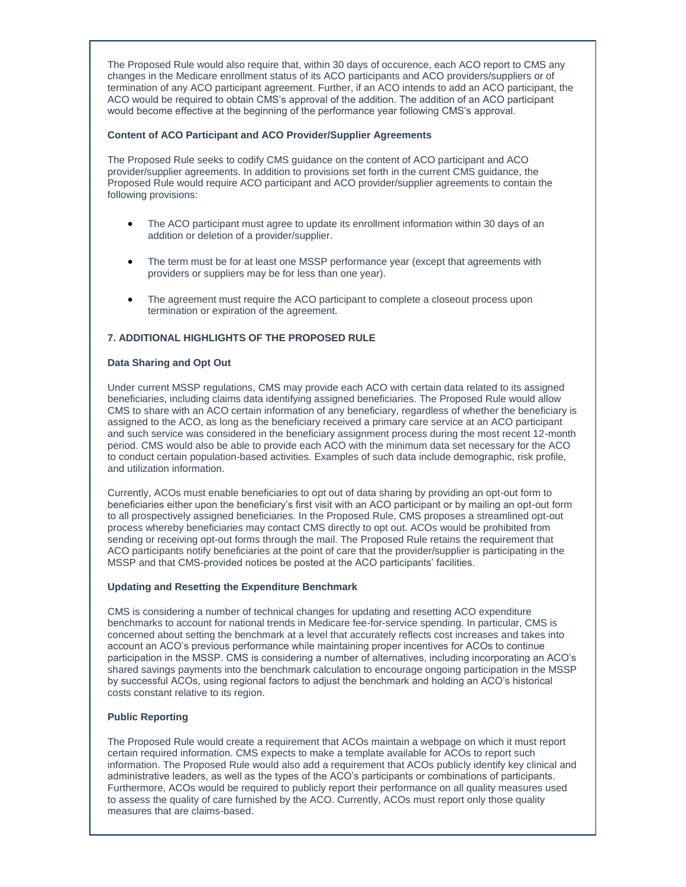The Proposed Rule would also require that, within 30 days of occurence, each ACO report to CMS any changes in the Medicare enrollment status of its ACO participants and ACO providers/suppliers or of termination of any ACO participant agreement. Further, if an ACO intends to add an ACO participant, the ACO would be required to obtain CMS's approval of the addition. The addition of an ACO participant would become effective at the beginning of the performance year following CMS's approval.

**Content of ACO Participant and ACO Provider/Supplier Agreements**

The Proposed Rule seeks to codify CMS guidance on the content of ACO participant and ACO provider/supplier agreements. In addition to provisions set forth in the current CMS guidance, the Proposed Rule would require ACO participant and ACO provider/supplier agreements to contain the following provisions:

- The ACO participant must agree to update its enrollment information within 30 days of an addition or deletion of a provider/supplier.
- The term must be for at least one MSSP performance year (except that agreements with providers or suppliers may be for less than one year).
- The agreement must require the ACO participant to complete a closeout process upon termination or expiration of the agreement.

**7. ADDITIONAL HIGHLIGHTS OF THE PROPOSED RULE**

**Data Sharing and Opt Out**

Under current MSSP regulations, CMS may provide each ACO with certain data related to its assigned beneficiaries, including claims data identifying assigned beneficiaries. The Proposed Rule would allow CMS to share with an ACO certain information of any beneficiary, regardless of whether the beneficiary is assigned to the ACO, as long as the beneficiary received a primary care service at an ACO participant and such service was considered in the beneficiary assignment process during the most recent 12-month period. CMS would also be able to provide each ACO with the minimum data set necessary for the ACO to conduct certain population-based activities. Examples of such data include demographic, risk profile, and utilization information.

Currently, ACOs must enable beneficiaries to opt out of data sharing by providing an opt-out form to beneficiaries either upon the beneficiary's first visit with an ACO participant or by mailing an opt-out form to all prospectively assigned beneficiaries. In the Proposed Rule, CMS proposes a streamlined opt-out process whereby beneficiaries may contact CMS directly to opt out. ACOs would be prohibited from sending or receiving opt-out forms through the mail. The Proposed Rule retains the requirement that ACO participants notify beneficiaries at the point of care that the provider/supplier is participating in the MSSP and that CMS-provided notices be posted at the ACO participants' facilities.

**Updating and Resetting the Expenditure Benchmark**

CMS is considering a number of technical changes for updating and resetting ACO expenditure benchmarks to account for national trends in Medicare fee-for-service spending. In particular, CMS is concerned about setting the benchmark at a level that accurately reflects cost increases and takes into account an ACO's previous performance while maintaining proper incentives for ACOs to continue participation in the MSSP. CMS is considering a number of alternatives, including incorporating an ACO's shared savings payments into the benchmark calculation to encourage ongoing participation in the MSSP by successful ACOs, using regional factors to adjust the benchmark and holding an ACO's historical costs constant relative to its region.

**Public Reporting**

The Proposed Rule would create a requirement that ACOs maintain a webpage on which it must report certain required information. CMS expects to make a template available for ACOs to report such information. The Proposed Rule would also add a requirement that ACOs publicly identify key clinical and administrative leaders, as well as the types of the ACO's participants or combinations of participants. Furthermore, ACOs would be required to publicly report their performance on all quality measures used to assess the quality of care furnished by the ACO. Currently, ACOs must report only those quality measures that are claims-based.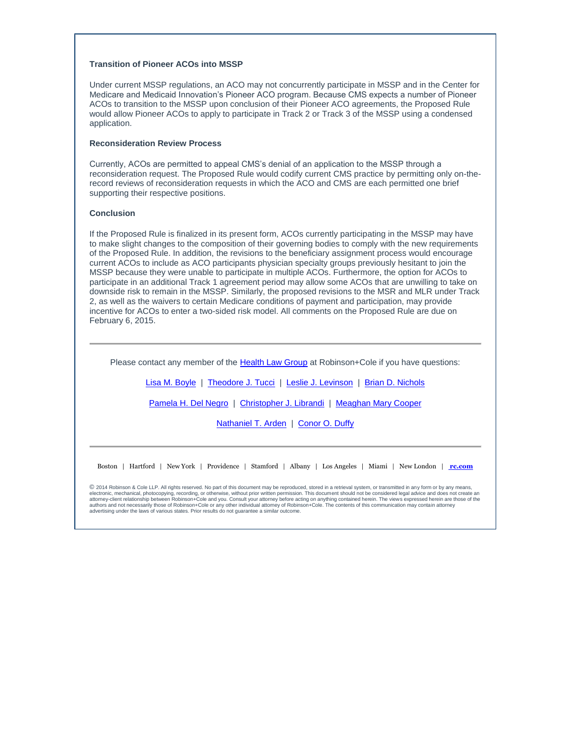### Transition of Pioneer ACOs into MSSP

Under current MSSP regulations, an ACO may not concurrently participate in MSSP and in the Center for Medicare and Medicaid Innovation's Pioneer ACO program. Because CMS expects a number of Pioneer ACOs to transition to the MSSP upon conclusion of their Pioneer ACO agreements, the Proposed Rule would allow Pioneer ACOs to apply to participate in Track 2 or Track 3 of the MSSP using a condensed application.

### Reconsideration Review Process

Currently, ACOs are permitted to appeal CMS's denial of an application to the MSSP through a reconsideration request. The Proposed Rule would codify current CMS practice by permitting only on-the-record reviews of reconsideration requests in which the ACO and CMS are each permitted one brief supporting their respective positions.

### Conclusion

If the Proposed Rule is finalized in its present form, ACOs currently participating in the MSSP may have to make slight changes to the composition of their governing bodies to comply with the new requirements of the Proposed Rule. In addition, the revisions to the beneficiary assignment process would encourage current ACOs to include as ACO participants physician specialty groups previously hesitant to join the MSSP because they were unable to participate in multiple ACOs. Furthermore, the option for ACOs to participate in an additional Track 1 agreement period may allow some ACOs that are unwilling to take on downside risk to remain in the MSSP. Similarly, the proposed revisions to the MSR and MLR under Track 2, as well as the waivers to certain Medicare conditions of payment and participation, may provide incentive for ACOs to enter a two-sided risk model. All comments on the Proposed Rule are due on February 6, 2015.

---

Please contact any member of the Health Law Group at Robinson+Cole if you have questions:

Lisa M. Boyle | Theodore J. Tucci | Leslie J. Levinson | Brian D. Nichols

Pamela H. Del Negro | Christopher J. Librandi | Meaghan Mary Cooper

Nathaniel T. Arden | Conor O. Duffy

---

Boston | Hartford | New York | Providence | Stamford | Albany | Los Angeles | Miami | New London | rc.com

© 2014 Robinson & Cole LLP. All rights reserved. No part of this document may be reproduced, stored in a retrieval system, or transmitted in any form or by any means, electronic, mechanical, photocopying, recording, or otherwise, without prior written permission. This document should not be considered legal advice and does not create an attorney-client relationship between Robinson+Cole and you. Consult your attorney before acting on anything contained herein. The views expressed herein are those of the authors and not necessarily those of Robinson+Cole or any other individual attorney of Robinson+Cole. The contents of this communication may contain attorney advertising under the laws of various states. Prior results do not guarantee a similar outcome.